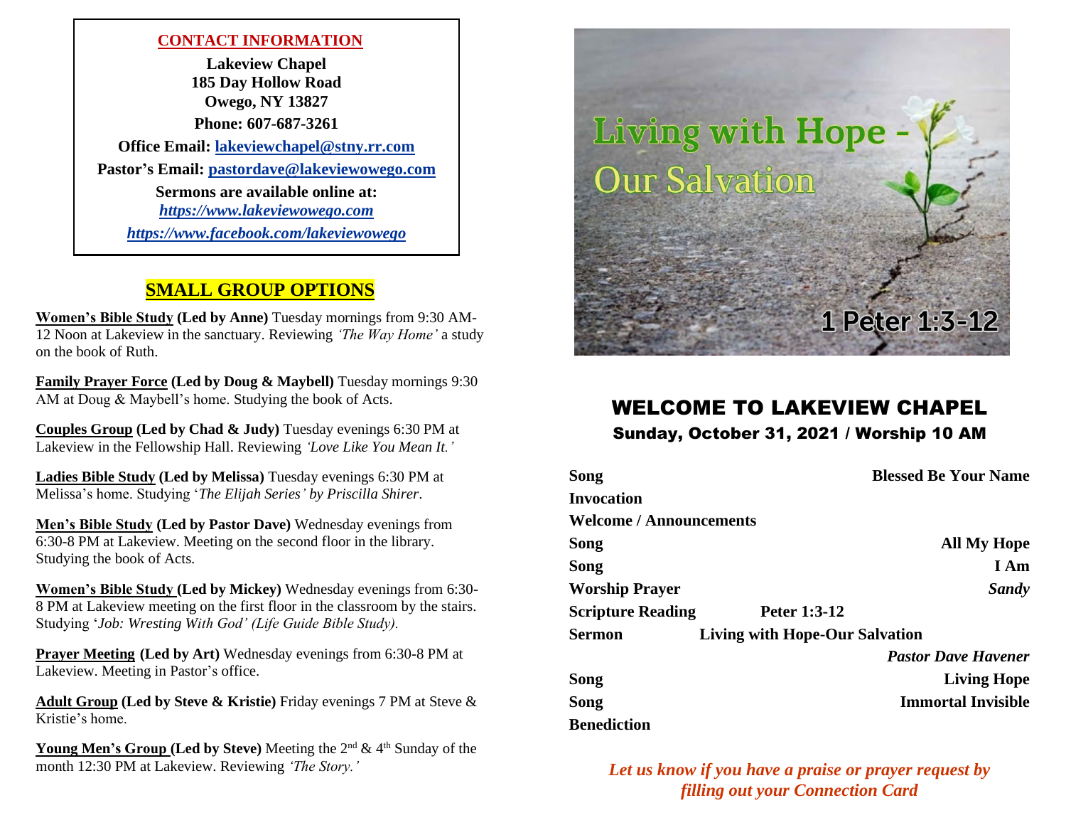## CONTACT INFORMATION

**Lakeview Chapel**
**185 Day Hollow Road**
**Owego, NY 13827**
**Phone: 607-687-3261**

**Office Email: lakeviewchapel@stny.rr.com**
**Pastor's Email: pastordave@lakeviewowego.com**
**Sermons are available online at:**
***https://www.lakeviewowego.com***
***https://www.facebook.com/lakeviewowego***

## SMALL GROUP OPTIONS

**Women's Bible Study (Led by Anne)** Tuesday mornings from 9:30 AM-12 Noon at Lakeview in the sanctuary. Reviewing *'The Way Home'* a study on the book of Ruth.

**Family Prayer Force (Led by Doug & Maybell)** Tuesday mornings 9:30 AM at Doug & Maybell's home. Studying the book of Acts.

**Couples Group (Led by Chad & Judy)** Tuesday evenings 6:30 PM at Lakeview in the Fellowship Hall. Reviewing *'Love Like You Mean It.'*

**Ladies Bible Study (Led by Melissa)** Tuesday evenings 6:30 PM at Melissa's home. Studying '*The Elijah Series' by Priscilla Shirer*.

**Men's Bible Study (Led by Pastor Dave)** Wednesday evenings from 6:30-8 PM at Lakeview. Meeting on the second floor in the library. Studying the book of Acts.

**Women's Bible Study (Led by Mickey)** Wednesday evenings from 6:30-8 PM at Lakeview meeting on the first floor in the classroom by the stairs. Studying '*Job: Wresting With God' (Life Guide Bible Study).*

**Prayer Meeting (Led by Art)** Wednesday evenings from 6:30-8 PM at Lakeview. Meeting in Pastor's office.

**Adult Group (Led by Steve & Kristie)** Friday evenings 7 PM at Steve & Kristie's home.

**Young Men's Group (Led by Steve)** Meeting the 2nd & 4th Sunday of the month 12:30 PM at Lakeview. Reviewing *'The Story.'*

# Living with Hope - Our Salvation

1 Peter 1:3-12

## WELCOME TO LAKEVIEW CHAPEL

### Sunday, October 31, 2021 / Worship 10 AM

**Song** — **Blessed Be Your Name**
**Invocation**
**Welcome / Announcements**
**Song** — **All My Hope**
**Song** — **I Am**
**Worship Prayer** — ***Sandy***
**Scripture Reading** — **Peter 1:3-12**
**Sermon** — **Living with Hope-Our Salvation**
***Pastor Dave Havener***
**Song** — **Living Hope**
**Song** — **Immortal Invisible**
**Benediction**

***Let us know if you have a praise or prayer request by filling out your Connection Card***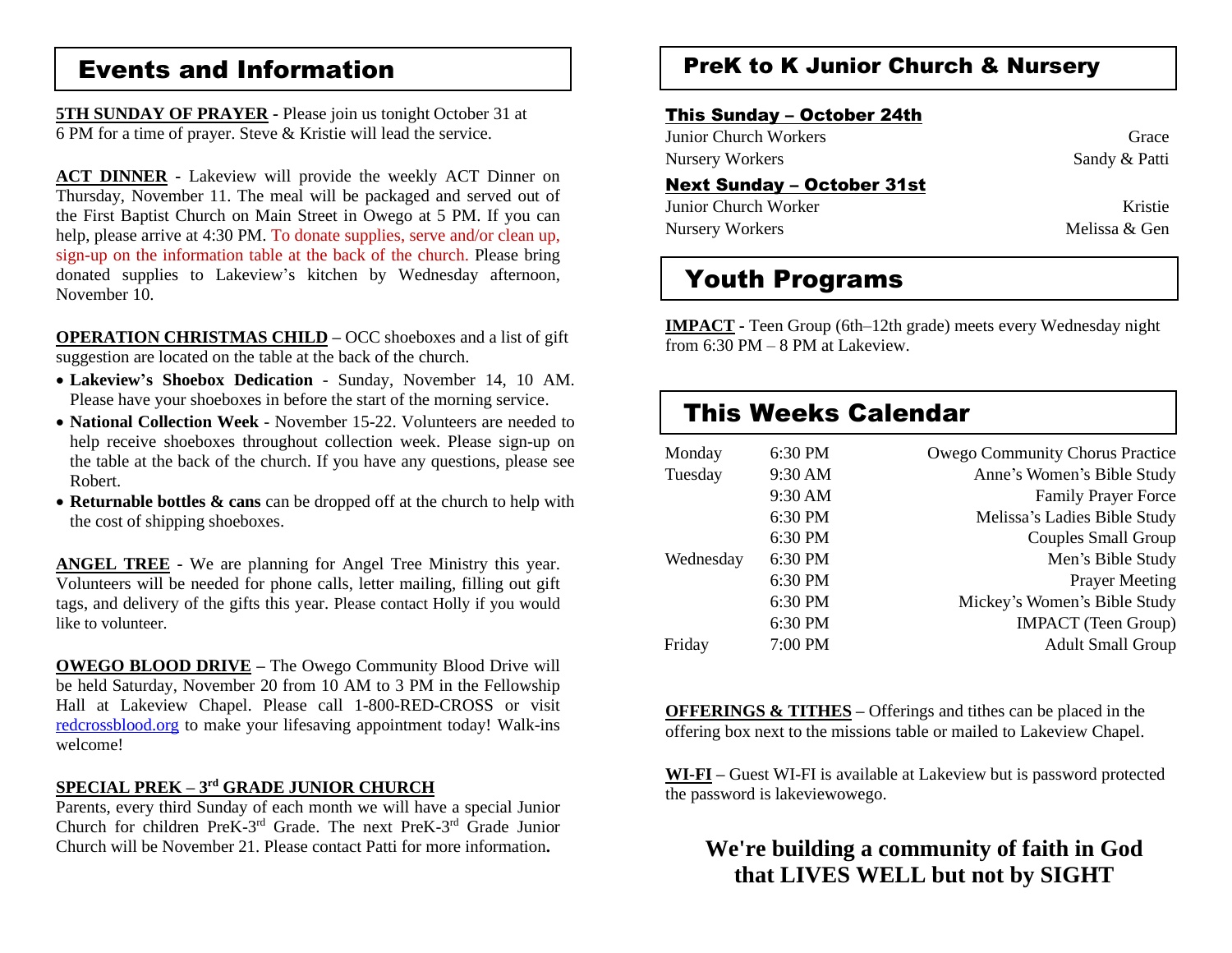## Events and Information

**5TH SUNDAY OF PRAYER** - Please join us tonight October 31 at 6 PM for a time of prayer. Steve & Kristie will lead the service.

**ACT DINNER** - Lakeview will provide the weekly ACT Dinner on Thursday, November 11. The meal will be packaged and served out of the First Baptist Church on Main Street in Owego at 5 PM. If you can help, please arrive at 4:30 PM. To donate supplies, serve and/or clean up, sign-up on the information table at the back of the church. Please bring donated supplies to Lakeview's kitchen by Wednesday afternoon, November 10.

**OPERATION CHRISTMAS CHILD** – OCC shoeboxes and a list of gift suggestion are located on the table at the back of the church.

- **Lakeview's Shoebox Dedication** - Sunday, November 14, 10 AM. Please have your shoeboxes in before the start of the morning service.
- **National Collection Week** - November 15-22. Volunteers are needed to help receive shoeboxes throughout collection week. Please sign-up on the table at the back of the church. If you have any questions, please see Robert.
- **Returnable bottles & cans** can be dropped off at the church to help with the cost of shipping shoeboxes.

**ANGEL TREE** - We are planning for Angel Tree Ministry this year. Volunteers will be needed for phone calls, letter mailing, filling out gift tags, and delivery of the gifts this year. Please contact Holly if you would like to volunteer.

**OWEGO BLOOD DRIVE** – The Owego Community Blood Drive will be held Saturday, November 20 from 10 AM to 3 PM in the Fellowship Hall at Lakeview Chapel. Please call 1-800-RED-CROSS or visit redcrossblood.org to make your lifesaving appointment today! Walk-ins welcome!

**SPECIAL PREK – 3rd GRADE JUNIOR CHURCH**
Parents, every third Sunday of each month we will have a special Junior Church for children PreK-3rd Grade. The next PreK-3rd Grade Junior Church will be November 21. Please contact Patti for more information.

## PreK to K Junior Church & Nursery

**This Sunday – October 24th**

| | |
|---|---|
| Junior Church Workers | Grace |
| Nursery Workers | Sandy & Patti |

**Next Sunday – October 31st**

| | |
|---|---|
| Junior Church Worker | Kristie |
| Nursery Workers | Melissa & Gen |

## Youth Programs

**IMPACT** - Teen Group (6th–12th grade) meets every Wednesday night from 6:30 PM – 8 PM at Lakeview.

## This Weeks Calendar

| | | |
|---|---|---|
| Monday | 6:30 PM | Owego Community Chorus Practice |
| Tuesday | 9:30 AM | Anne's Women's Bible Study |
| | 9:30 AM | Family Prayer Force |
| | 6:30 PM | Melissa's Ladies Bible Study |
| | 6:30 PM | Couples Small Group |
| Wednesday | 6:30 PM | Men's Bible Study |
| | 6:30 PM | Prayer Meeting |
| | 6:30 PM | Mickey's Women's Bible Study |
| | 6:30 PM | IMPACT (Teen Group) |
| Friday | 7:00 PM | Adult Small Group |

**OFFERINGS & TITHES** – Offerings and tithes can be placed in the offering box next to the missions table or mailed to Lakeview Chapel.

**WI-FI** – Guest WI-FI is available at Lakeview but is password protected the password is lakeviewowego.

**We're building a community of faith in God that LIVES WELL but not by SIGHT**